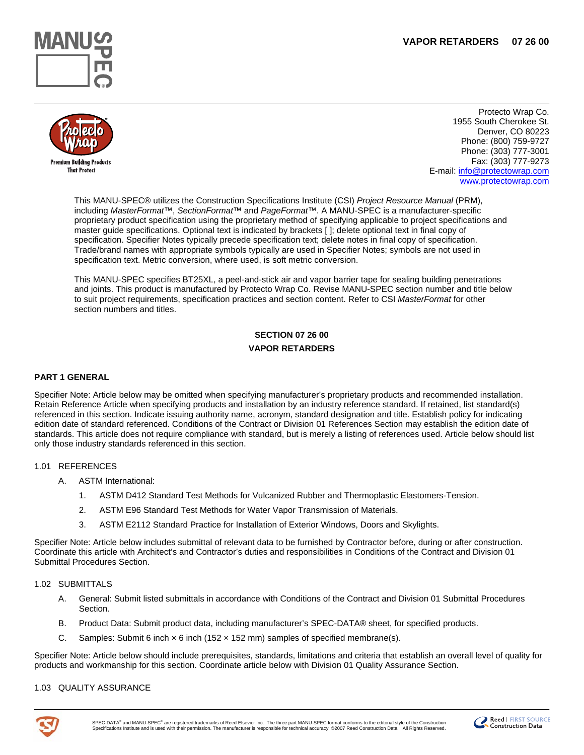VAPOR RETARDERS 07 26 00

Protecto Wrap Co.
1955 South Cherokee St.
Denver, CO 80223
Phone: (800) 759-9727
Phone: (303) 777-3001
Fax: (303) 777-9273
E-mail: info@protectowrap.com
www.protectowrap.com

This MANU-SPEC® utilizes the Construction Specifications Institute (CSI) *Project Resource Manual* (PRM), including *MasterFormat*™, *SectionFormat*™ and *PageFormat*™. A MANU-SPEC is a manufacturer-specific proprietary product specification using the proprietary method of specifying applicable to project specifications and master guide specifications. Optional text is indicated by brackets [ ]; delete optional text in final copy of specification. Specifier Notes typically precede specification text; delete notes in final copy of specification. Trade/brand names with appropriate symbols typically are used in Specifier Notes; symbols are not used in specification text. Metric conversion, where used, is soft metric conversion.

This MANU-SPEC specifies BT25XL, a peel-and-stick air and vapor barrier tape for sealing building penetrations and joints. This product is manufactured by Protecto Wrap Co. Revise MANU-SPEC section number and title below to suit project requirements, specification practices and section content. Refer to CSI *MasterFormat* for other section numbers and titles.

**SECTION 07 26 00**

**VAPOR RETARDERS**

## PART 1 GENERAL

Specifier Note: Article below may be omitted when specifying manufacturer's proprietary products and recommended installation. Retain Reference Article when specifying products and installation by an industry reference standard. If retained, list standard(s) referenced in this section. Indicate issuing authority name, acronym, standard designation and title. Establish policy for indicating edition date of standard referenced. Conditions of the Contract or Division 01 References Section may establish the edition date of standards. This article does not require compliance with standard, but is merely a listing of references used. Article below should list only those industry standards referenced in this section.

1.01 REFERENCES

A. ASTM International:

1. ASTM D412 Standard Test Methods for Vulcanized Rubber and Thermoplastic Elastomers-Tension.
2. ASTM E96 Standard Test Methods for Water Vapor Transmission of Materials.
3. ASTM E2112 Standard Practice for Installation of Exterior Windows, Doors and Skylights.

Specifier Note: Article below includes submittal of relevant data to be furnished by Contractor before, during or after construction. Coordinate this article with Architect's and Contractor's duties and responsibilities in Conditions of the Contract and Division 01 Submittal Procedures Section.

1.02 SUBMITTALS

A. General: Submit listed submittals in accordance with Conditions of the Contract and Division 01 Submittal Procedures Section.

B. Product Data: Submit product data, including manufacturer's SPEC-DATA® sheet, for specified products.

C. Samples: Submit 6 inch × 6 inch (152 × 152 mm) samples of specified membrane(s).

Specifier Note: Article below should include prerequisites, standards, limitations and criteria that establish an overall level of quality for products and workmanship for this section. Coordinate article below with Division 01 Quality Assurance Section.

1.03 QUALITY ASSURANCE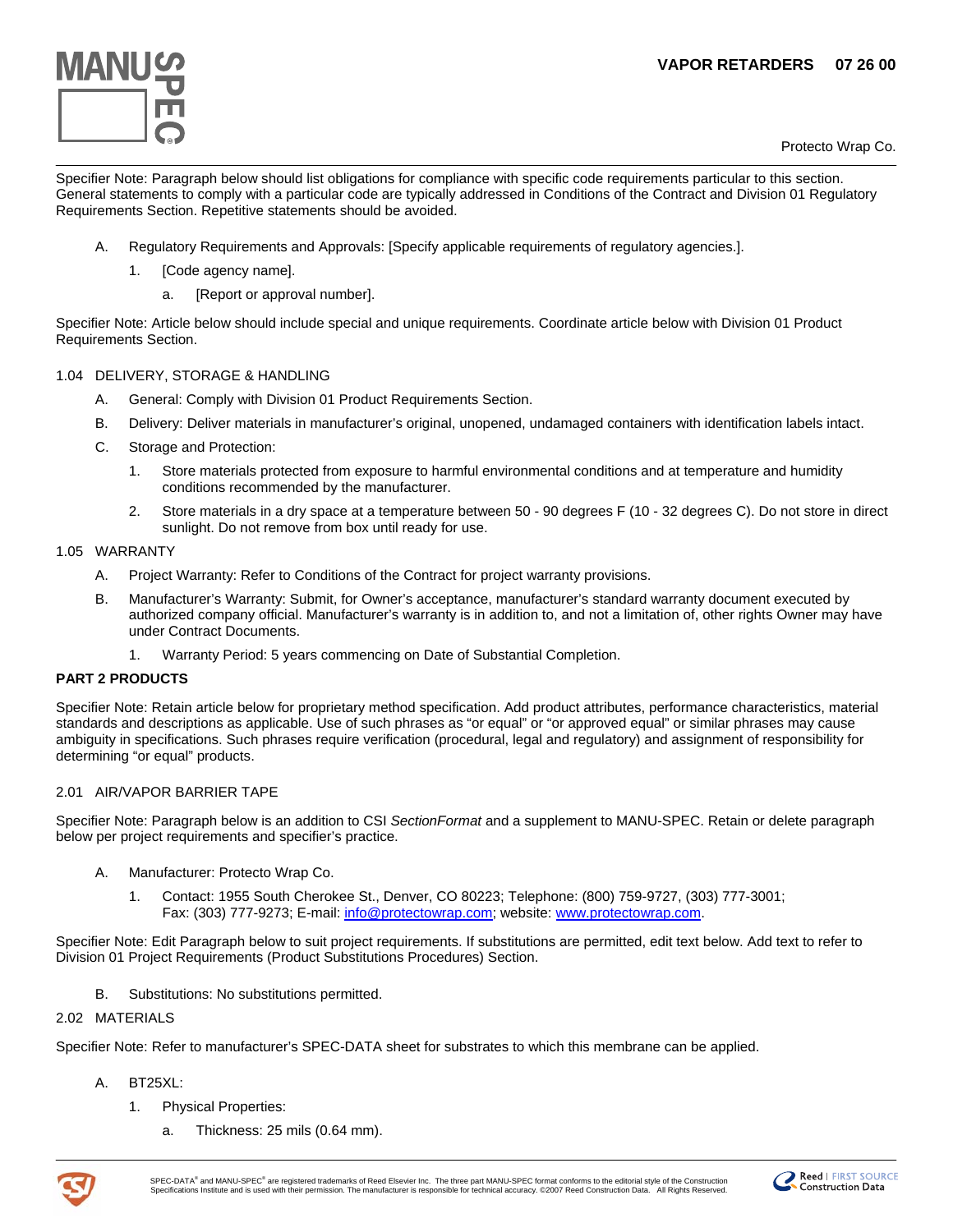Specifier Note: Paragraph below should list obligations for compliance with specific code requirements particular to this section. General statements to comply with a particular code are typically addressed in Conditions of the Contract and Division 01 Regulatory Requirements Section. Repetitive statements should be avoided.

A. Regulatory Requirements and Approvals: [Specify applicable requirements of regulatory agencies.].

   1. [Code agency name].

      a. [Report or approval number].

Specifier Note: Article below should include special and unique requirements. Coordinate article below with Division 01 Product Requirements Section.

1.04 DELIVERY, STORAGE & HANDLING

A. General: Comply with Division 01 Product Requirements Section.

B. Delivery: Deliver materials in manufacturer's original, unopened, undamaged containers with identification labels intact.

C. Storage and Protection:

   1. Store materials protected from exposure to harmful environmental conditions and at temperature and humidity conditions recommended by the manufacturer.

   2. Store materials in a dry space at a temperature between 50 - 90 degrees F (10 - 32 degrees C). Do not store in direct sunlight. Do not remove from box until ready for use.

1.05 WARRANTY

A. Project Warranty: Refer to Conditions of the Contract for project warranty provisions.

B. Manufacturer's Warranty: Submit, for Owner's acceptance, manufacturer's standard warranty document executed by authorized company official. Manufacturer's warranty is in addition to, and not a limitation of, other rights Owner may have under Contract Documents.

   1. Warranty Period: 5 years commencing on Date of Substantial Completion.

**PART 2 PRODUCTS**

Specifier Note: Retain article below for proprietary method specification. Add product attributes, performance characteristics, material standards and descriptions as applicable. Use of such phrases as "or equal" or "or approved equal" or similar phrases may cause ambiguity in specifications. Such phrases require verification (procedural, legal and regulatory) and assignment of responsibility for determining "or equal" products.

2.01 AIR/VAPOR BARRIER TAPE

Specifier Note: Paragraph below is an addition to CSI *SectionFormat* and a supplement to MANU-SPEC. Retain or delete paragraph below per project requirements and specifier's practice.

A. Manufacturer: Protecto Wrap Co.

   1. Contact: 1955 South Cherokee St., Denver, CO 80223; Telephone: (800) 759-9727, (303) 777-3001; Fax: (303) 777-9273; E-mail: info@protectowrap.com; website: www.protectowrap.com.

Specifier Note: Edit Paragraph below to suit project requirements. If substitutions are permitted, edit text below. Add text to refer to Division 01 Project Requirements (Product Substitutions Procedures) Section.

B. Substitutions: No substitutions permitted.

2.02 MATERIALS

Specifier Note: Refer to manufacturer's SPEC-DATA sheet for substrates to which this membrane can be applied.

A. BT25XL:

   1. Physical Properties:

      a. Thickness: 25 mils (0.64 mm).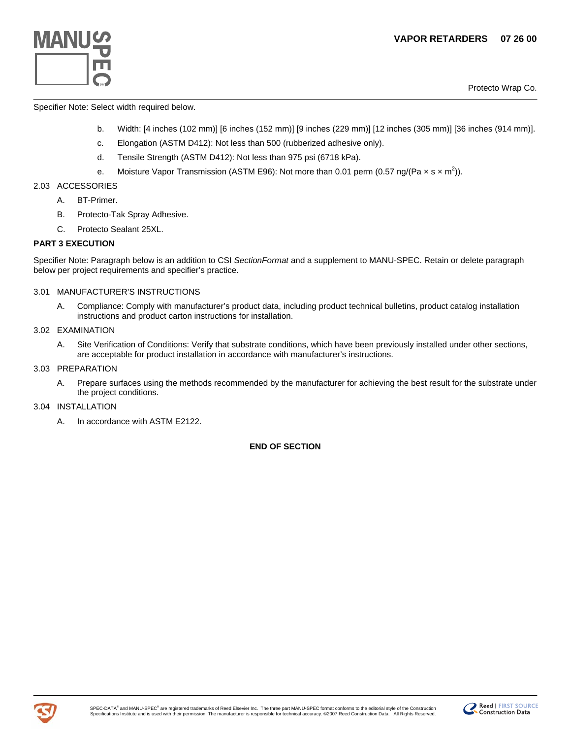Specifier Note: Select width required below.

b. Width: [4 inches (102 mm)] [6 inches (152 mm)] [9 inches (229 mm)] [12 inches (305 mm)] [36 inches (914 mm)].

c. Elongation (ASTM D412): Not less than 500 (rubberized adhesive only).

d. Tensile Strength (ASTM D412): Not less than 975 psi (6718 kPa).

e. Moisture Vapor Transmission (ASTM E96): Not more than 0.01 perm (0.57 ng/(Pa × s × $m^2$)).

2.03 ACCESSORIES

A. BT-Primer.

B. Protecto-Tak Spray Adhesive.

C. Protecto Sealant 25XL.

**PART 3 EXECUTION**

Specifier Note: Paragraph below is an addition to CSI *SectionFormat* and a supplement to MANU-SPEC. Retain or delete paragraph below per project requirements and specifier's practice.

3.01 MANUFACTURER'S INSTRUCTIONS

A. Compliance: Comply with manufacturer's product data, including product technical bulletins, product catalog installation instructions and product carton instructions for installation.

3.02 EXAMINATION

A. Site Verification of Conditions: Verify that substrate conditions, which have been previously installed under other sections, are acceptable for product installation in accordance with manufacturer's instructions.

3.03 PREPARATION

A. Prepare surfaces using the methods recommended by the manufacturer for achieving the best result for the substrate under the project conditions.

3.04 INSTALLATION

A. In accordance with ASTM E2122.

**END OF SECTION**